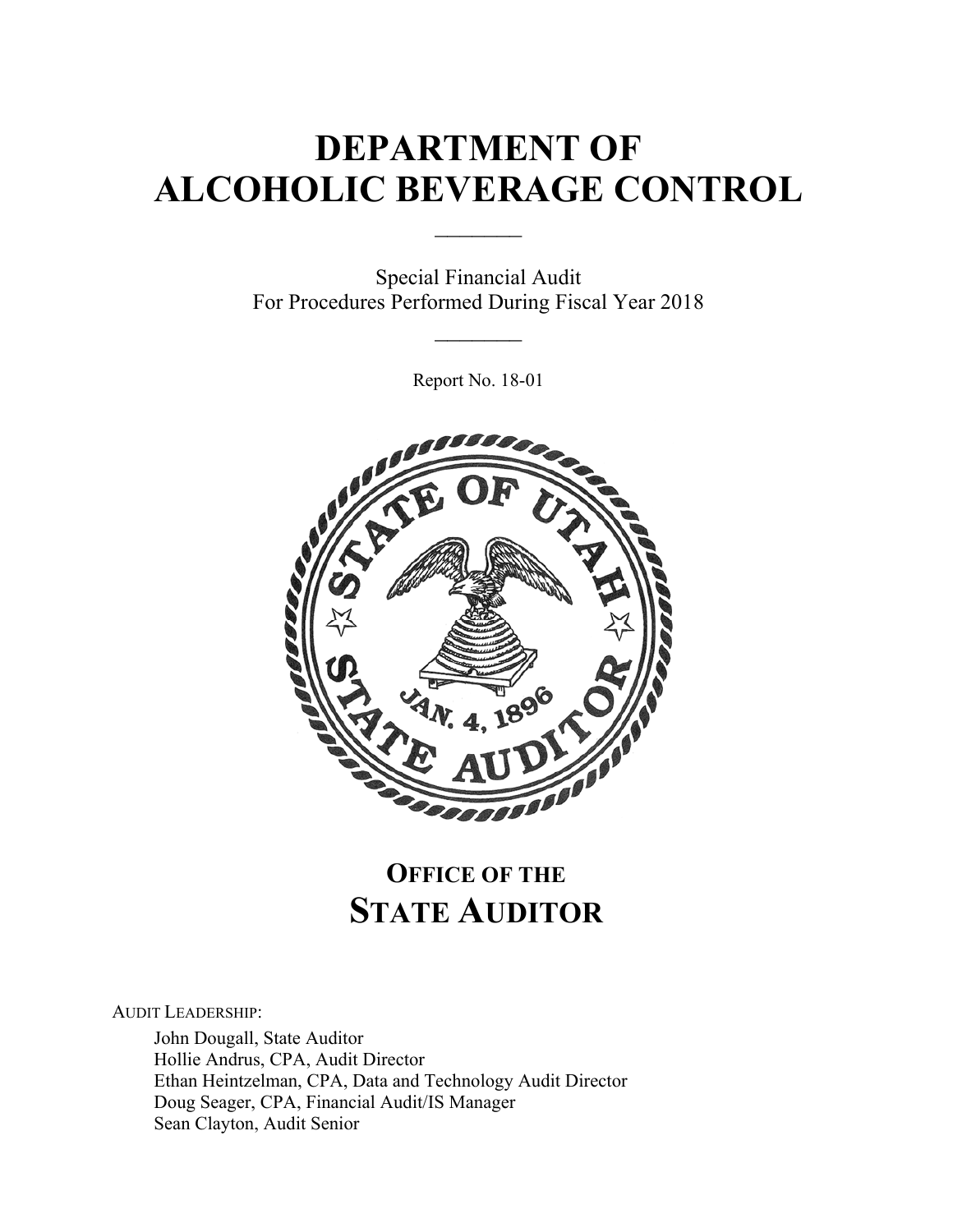# DEPARTMENT OF ALCOHOLIC BEVERAGE CONTROL

Special Financial Audit
For Procedures Performed During Fiscal Year 2018

Report No. 18-01

## OFFICE OF THE STATE AUDITOR

AUDIT LEADERSHIP:

John Dougall, State Auditor
Hollie Andrus, CPA, Audit Director
Ethan Heintzelman, CPA, Data and Technology Audit Director
Doug Seager, CPA, Financial Audit/IS Manager
Sean Clayton, Audit Senior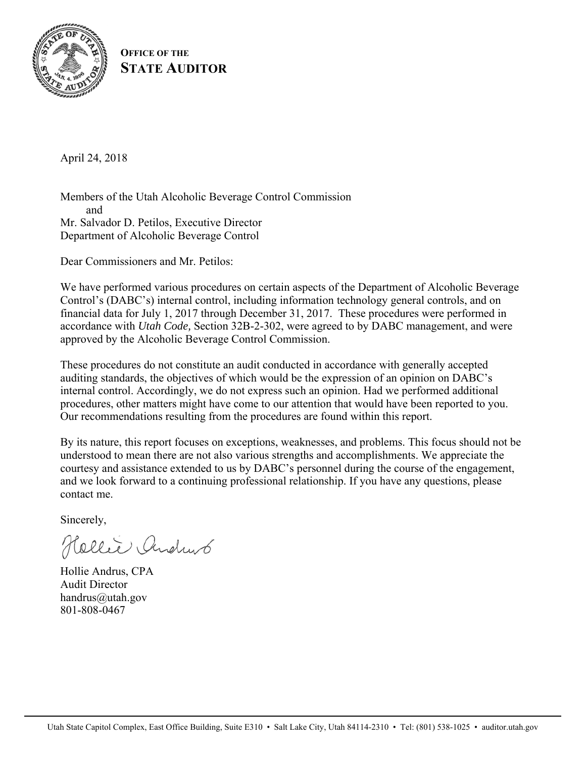**OFFICE OF THE**
**STATE AUDITOR**

April 24, 2018

Members of the Utah Alcoholic Beverage Control Commission
and
Mr. Salvador D. Petilos, Executive Director
Department of Alcoholic Beverage Control

Dear Commissioners and Mr. Petilos:

We have performed various procedures on certain aspects of the Department of Alcoholic Beverage Control's (DABC's) internal control, including information technology general controls, and on financial data for July 1, 2017 through December 31, 2017. These procedures were performed in accordance with *Utah Code,* Section 32B-2-302, were agreed to by DABC management, and were approved by the Alcoholic Beverage Control Commission.

These procedures do not constitute an audit conducted in accordance with generally accepted auditing standards, the objectives of which would be the expression of an opinion on DABC's internal control. Accordingly, we do not express such an opinion. Had we performed additional procedures, other matters might have come to our attention that would have been reported to you. Our recommendations resulting from the procedures are found within this report.

By its nature, this report focuses on exceptions, weaknesses, and problems. This focus should not be understood to mean there are not also various strengths and accomplishments. We appreciate the courtesy and assistance extended to us by DABC's personnel during the course of the engagement, and we look forward to a continuing professional relationship. If you have any questions, please contact me.

Sincerely,

Hollie Andrus, CPA
Audit Director
handrus@utah.gov
801-808-0467

Utah State Capitol Complex, East Office Building, Suite E310 • Salt Lake City, Utah 84114-2310 • Tel: (801) 538-1025 • auditor.utah.gov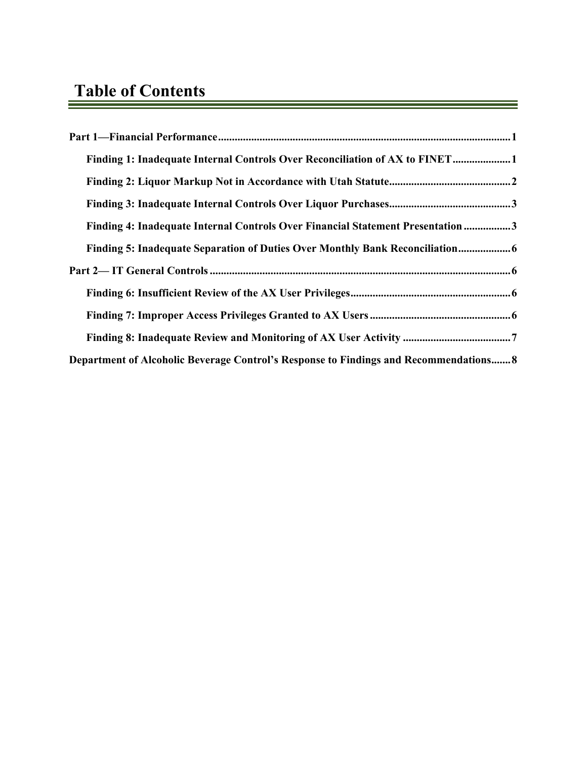# Table of Contents

**Part 1—Financial Performance** ........................................................................................................ **1**

- **Finding 1: Inadequate Internal Controls Over Reconciliation of AX to FINET** .................... **1**
- **Finding 2: Liquor Markup Not in Accordance with Utah Statute** ........................................... **2**
- **Finding 3: Inadequate Internal Controls Over Liquor Purchases** ........................................... **3**
- **Finding 4: Inadequate Internal Controls Over Financial Statement Presentation** ................ **3**
- **Finding 5: Inadequate Separation of Duties Over Monthly Bank Reconciliation** .................. **6**

**Part 2— IT General Controls** .......................................................................................................... **6**

- **Finding 6: Insufficient Review of the AX User Privileges** ......................................................... **6**
- **Finding 7: Improper Access Privileges Granted to AX Users** .................................................. **6**
- **Finding 8: Inadequate Review and Monitoring of AX User Activity** ...................................... **7**

**Department of Alcoholic Beverage Control's Response to Findings and Recommendations** ....... **8**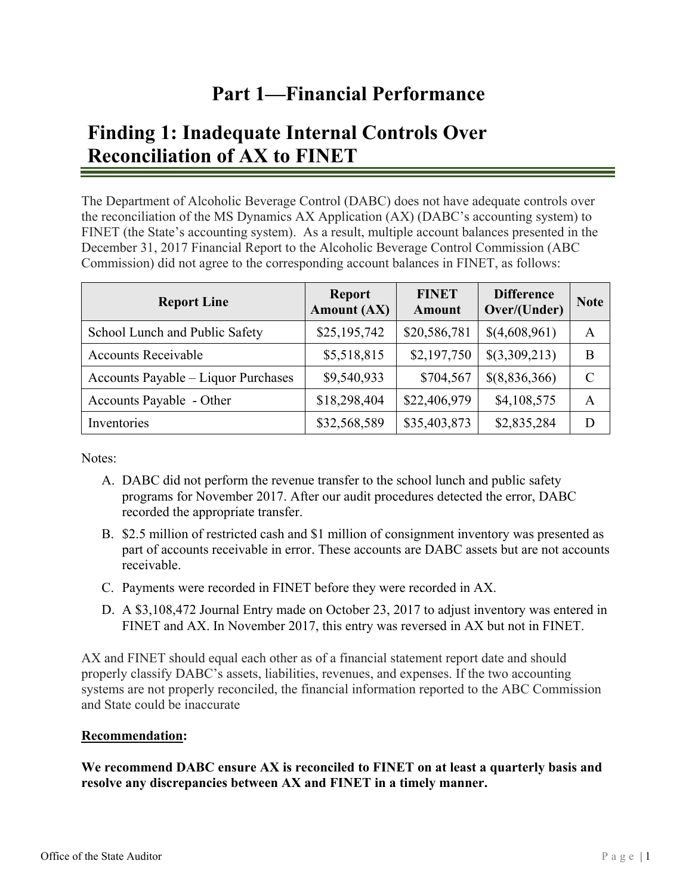# Part 1—Financial Performance

## Finding 1: Inadequate Internal Controls Over Reconciliation of AX to FINET

The Department of Alcoholic Beverage Control (DABC) does not have adequate controls over the reconciliation of the MS Dynamics AX Application (AX) (DABC's accounting system) to FINET (the State's accounting system). As a result, multiple account balances presented in the December 31, 2017 Financial Report to the Alcoholic Beverage Control Commission (ABC Commission) did not agree to the corresponding account balances in FINET, as follows:

| Report Line | Report Amount (AX) | FINET Amount | Difference Over/(Under) | Note |
|---|---|---|---|---|
| School Lunch and Public Safety | $25,195,742 | $20,586,781 | $(4,608,961) | A |
| Accounts Receivable | $5,518,815 | $2,197,750 | $(3,309,213) | B |
| Accounts Payable – Liquor Purchases | $9,540,933 | $704,567 | $(8,836,366) | C |
| Accounts Payable - Other | $18,298,404 | $22,406,979 | $4,108,575 | A |
| Inventories | $32,568,589 | $35,403,873 | $2,835,284 | D |

Notes:

A. DABC did not perform the revenue transfer to the school lunch and public safety programs for November 2017. After our audit procedures detected the error, DABC recorded the appropriate transfer.

B. $2.5 million of restricted cash and $1 million of consignment inventory was presented as part of accounts receivable in error. These accounts are DABC assets but are not accounts receivable.

C. Payments were recorded in FINET before they were recorded in AX.

D. A $3,108,472 Journal Entry made on October 23, 2017 to adjust inventory was entered in FINET and AX. In November 2017, this entry was reversed in AX but not in FINET.

AX and FINET should equal each other as of a financial statement report date and should properly classify DABC's assets, liabilities, revenues, and expenses. If the two accounting systems are not properly reconciled, the financial information reported to the ABC Commission and State could be inaccurate

**Recommendation:**

**We recommend DABC ensure AX is reconciled to FINET on at least a quarterly basis and resolve any discrepancies between AX and FINET in a timely manner.**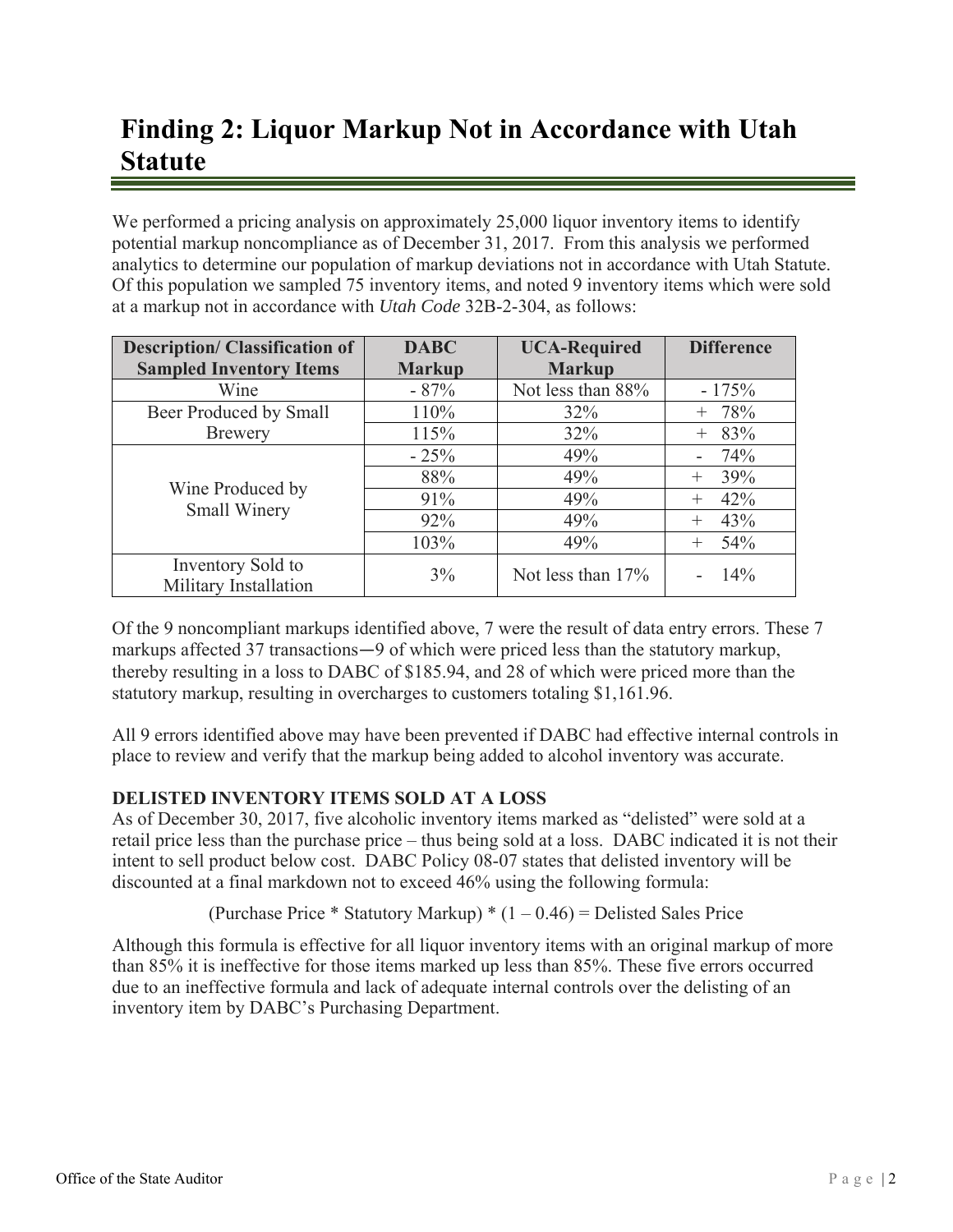# Finding 2: Liquor Markup Not in Accordance with Utah Statute

We performed a pricing analysis on approximately 25,000 liquor inventory items to identify potential markup noncompliance as of December 31, 2017. From this analysis we performed analytics to determine our population of markup deviations not in accordance with Utah Statute. Of this population we sampled 75 inventory items, and noted 9 inventory items which were sold at a markup not in accordance with *Utah Code* 32B-2-304, as follows:

| Description/ Classification of Sampled Inventory Items | DABC Markup | UCA-Required Markup | Difference |
|---|---|---|---|
| Wine | - 87% | Not less than 88% | - 175% |
| Beer Produced by Small Brewery | 110% | 32% | + 78% |
| | 115% | 32% | + 83% |
| Wine Produced by Small Winery | - 25% | 49% | - 74% |
| | 88% | 49% | + 39% |
| | 91% | 49% | + 42% |
| | 92% | 49% | + 43% |
| | 103% | 49% | + 54% |
| Inventory Sold to Military Installation | 3% | Not less than 17% | - 14% |

Of the 9 noncompliant markups identified above, 7 were the result of data entry errors. These 7 markups affected 37 transactions—9 of which were priced less than the statutory markup, thereby resulting in a loss to DABC of $185.94, and 28 of which were priced more than the statutory markup, resulting in overcharges to customers totaling $1,161.96.

All 9 errors identified above may have been prevented if DABC had effective internal controls in place to review and verify that the markup being added to alcohol inventory was accurate.

**DELISTED INVENTORY ITEMS SOLD AT A LOSS**

As of December 30, 2017, five alcoholic inventory items marked as "delisted" were sold at a retail price less than the purchase price – thus being sold at a loss. DABC indicated it is not their intent to sell product below cost. DABC Policy 08-07 states that delisted inventory will be discounted at a final markdown not to exceed 46% using the following formula:

(Purchase Price * Statutory Markup) * (1 – 0.46) = Delisted Sales Price

Although this formula is effective for all liquor inventory items with an original markup of more than 85% it is ineffective for those items marked up less than 85%. These five errors occurred due to an ineffective formula and lack of adequate internal controls over the delisting of an inventory item by DABC's Purchasing Department.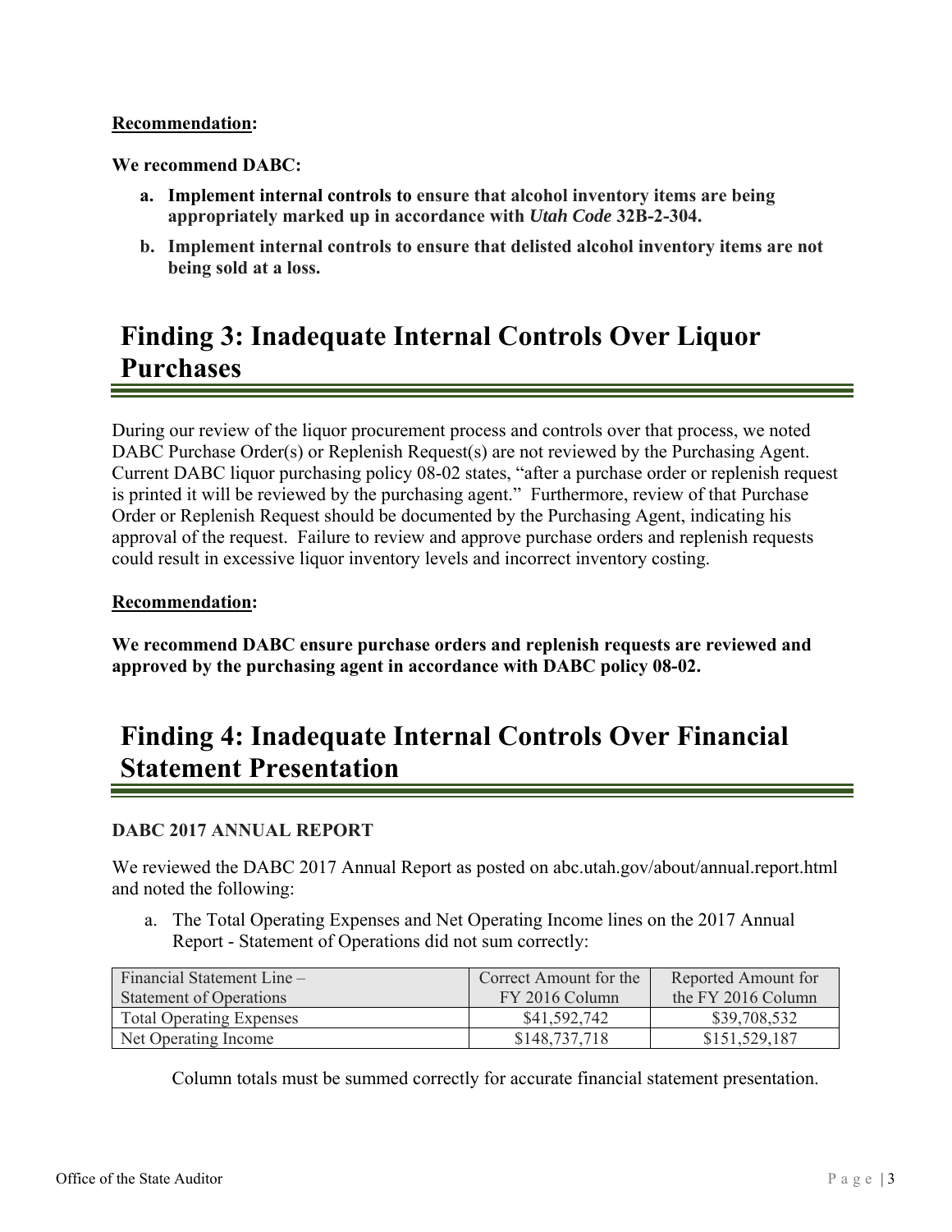**Recommendation:**

**We recommend DABC:**

a. **Implement internal controls to ensure that alcohol inventory items are being appropriately marked up in accordance with *Utah Code* 32B-2-304.**

b. **Implement internal controls to ensure that delisted alcohol inventory items are not being sold at a loss.**

# Finding 3: Inadequate Internal Controls Over Liquor Purchases

During our review of the liquor procurement process and controls over that process, we noted DABC Purchase Order(s) or Replenish Request(s) are not reviewed by the Purchasing Agent. Current DABC liquor purchasing policy 08-02 states, "after a purchase order or replenish request is printed it will be reviewed by the purchasing agent." Furthermore, review of that Purchase Order or Replenish Request should be documented by the Purchasing Agent, indicating his approval of the request. Failure to review and approve purchase orders and replenish requests could result in excessive liquor inventory levels and incorrect inventory costing.

**Recommendation:**

**We recommend DABC ensure purchase orders and replenish requests are reviewed and approved by the purchasing agent in accordance with DABC policy 08-02.**

# Finding 4: Inadequate Internal Controls Over Financial Statement Presentation

### DABC 2017 ANNUAL REPORT

We reviewed the DABC 2017 Annual Report as posted on abc.utah.gov/about/annual.report.html and noted the following:

a. The Total Operating Expenses and Net Operating Income lines on the 2017 Annual Report - Statement of Operations did not sum correctly:

| Financial Statement Line – Statement of Operations | Correct Amount for the FY 2016 Column | Reported Amount for the FY 2016 Column |
|---|---|---|
| Total Operating Expenses | $41,592,742 | $39,708,532 |
| Net Operating Income | $148,737,718 | $151,529,187 |

Column totals must be summed correctly for accurate financial statement presentation.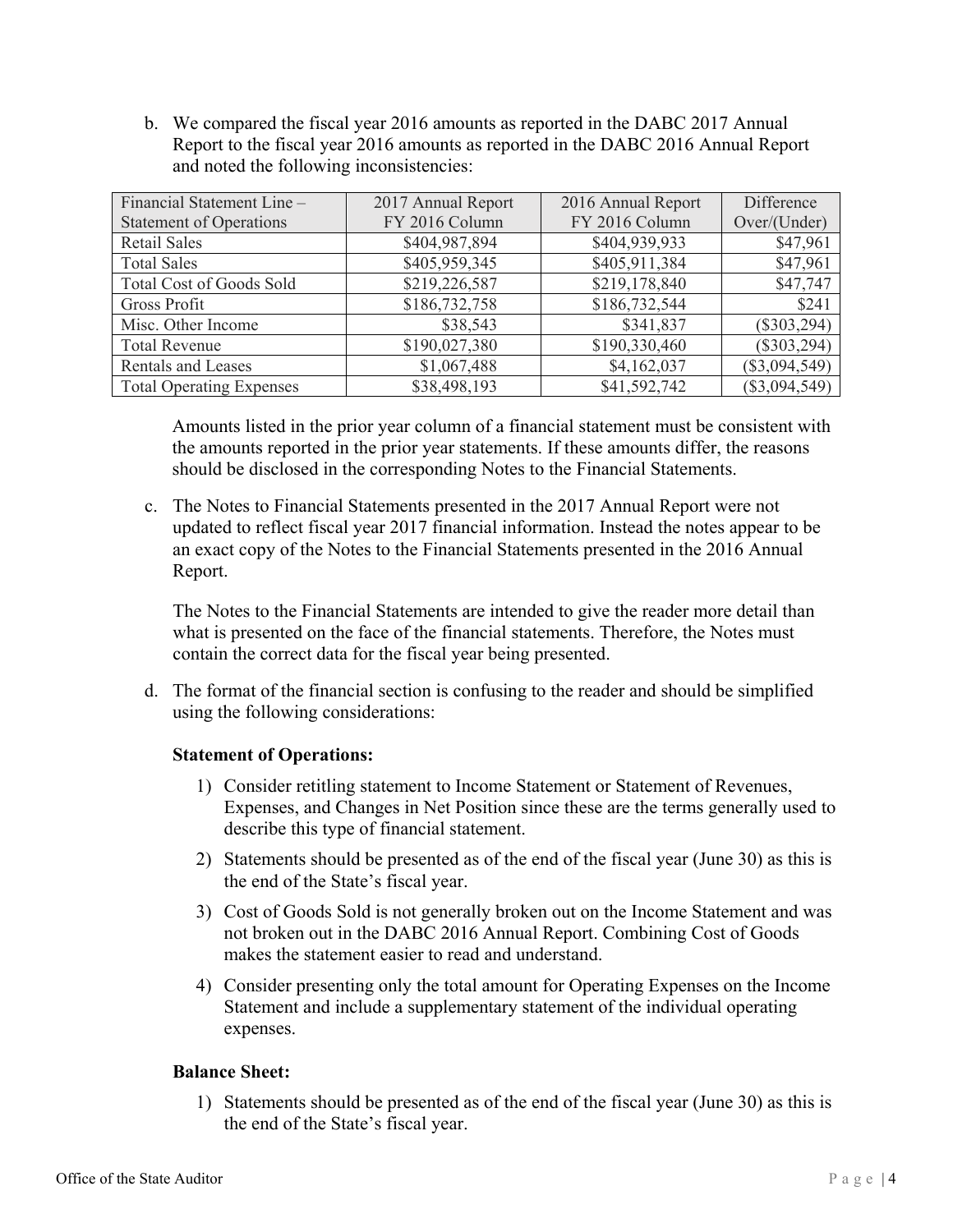b. We compared the fiscal year 2016 amounts as reported in the DABC 2017 Annual Report to the fiscal year 2016 amounts as reported in the DABC 2016 Annual Report and noted the following inconsistencies:

| Financial Statement Line – Statement of Operations | 2017 Annual Report FY 2016 Column | 2016 Annual Report FY 2016 Column | Difference Over/(Under) |
|---|---|---|---|
| Retail Sales | $404,987,894 | $404,939,933 | $47,961 |
| Total Sales | $405,959,345 | $405,911,384 | $47,961 |
| Total Cost of Goods Sold | $219,226,587 | $219,178,840 | $47,747 |
| Gross Profit | $186,732,758 | $186,732,544 | $241 |
| Misc. Other Income | $38,543 | $341,837 | ($303,294) |
| Total Revenue | $190,027,380 | $190,330,460 | ($303,294) |
| Rentals and Leases | $1,067,488 | $4,162,037 | ($3,094,549) |
| Total Operating Expenses | $38,498,193 | $41,592,742 | ($3,094,549) |

Amounts listed in the prior year column of a financial statement must be consistent with the amounts reported in the prior year statements. If these amounts differ, the reasons should be disclosed in the corresponding Notes to the Financial Statements.

c. The Notes to Financial Statements presented in the 2017 Annual Report were not updated to reflect fiscal year 2017 financial information. Instead the notes appear to be an exact copy of the Notes to the Financial Statements presented in the 2016 Annual Report.

The Notes to the Financial Statements are intended to give the reader more detail than what is presented on the face of the financial statements. Therefore, the Notes must contain the correct data for the fiscal year being presented.

d. The format of the financial section is confusing to the reader and should be simplified using the following considerations:

**Statement of Operations:**

1) Consider retitling statement to Income Statement or Statement of Revenues, Expenses, and Changes in Net Position since these are the terms generally used to describe this type of financial statement.
2) Statements should be presented as of the end of the fiscal year (June 30) as this is the end of the State's fiscal year.
3) Cost of Goods Sold is not generally broken out on the Income Statement and was not broken out in the DABC 2016 Annual Report. Combining Cost of Goods makes the statement easier to read and understand.
4) Consider presenting only the total amount for Operating Expenses on the Income Statement and include a supplementary statement of the individual operating expenses.

**Balance Sheet:**

1) Statements should be presented as of the end of the fiscal year (June 30) as this is the end of the State's fiscal year.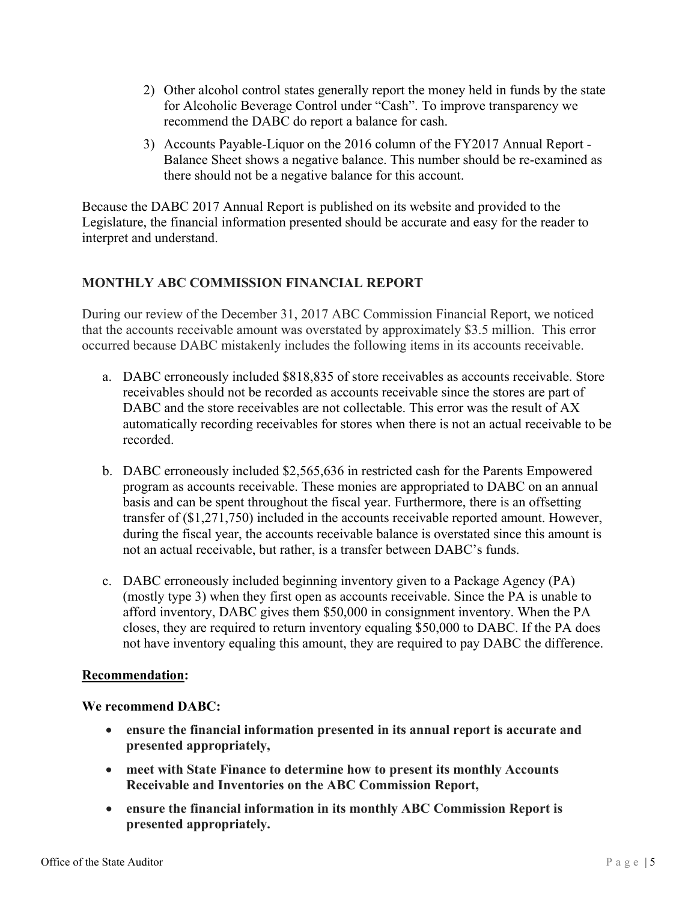2) Other alcohol control states generally report the money held in funds by the state for Alcoholic Beverage Control under "Cash". To improve transparency we recommend the DABC do report a balance for cash.

3) Accounts Payable-Liquor on the 2016 column of the FY2017 Annual Report - Balance Sheet shows a negative balance. This number should be re-examined as there should not be a negative balance for this account.

Because the DABC 2017 Annual Report is published on its website and provided to the Legislature, the financial information presented should be accurate and easy for the reader to interpret and understand.

## MONTHLY ABC COMMISSION FINANCIAL REPORT

During our review of the December 31, 2017 ABC Commission Financial Report, we noticed that the accounts receivable amount was overstated by approximately $3.5 million. This error occurred because DABC mistakenly includes the following items in its accounts receivable.

a. DABC erroneously included $818,835 of store receivables as accounts receivable. Store receivables should not be recorded as accounts receivable since the stores are part of DABC and the store receivables are not collectable. This error was the result of AX automatically recording receivables for stores when there is not an actual receivable to be recorded.

b. DABC erroneously included $2,565,636 in restricted cash for the Parents Empowered program as accounts receivable. These monies are appropriated to DABC on an annual basis and can be spent throughout the fiscal year. Furthermore, there is an offsetting transfer of ($1,271,750) included in the accounts receivable reported amount. However, during the fiscal year, the accounts receivable balance is overstated since this amount is not an actual receivable, but rather, is a transfer between DABC's funds.

c. DABC erroneously included beginning inventory given to a Package Agency (PA) (mostly type 3) when they first open as accounts receivable. Since the PA is unable to afford inventory, DABC gives them $50,000 in consignment inventory. When the PA closes, they are required to return inventory equaling $50,000 to DABC. If the PA does not have inventory equaling this amount, they are required to pay DABC the difference.

**Recommendation:**

**We recommend DABC:**

- **ensure the financial information presented in its annual report is accurate and presented appropriately,**
- **meet with State Finance to determine how to present its monthly Accounts Receivable and Inventories on the ABC Commission Report,**
- **ensure the financial information in its monthly ABC Commission Report is presented appropriately.**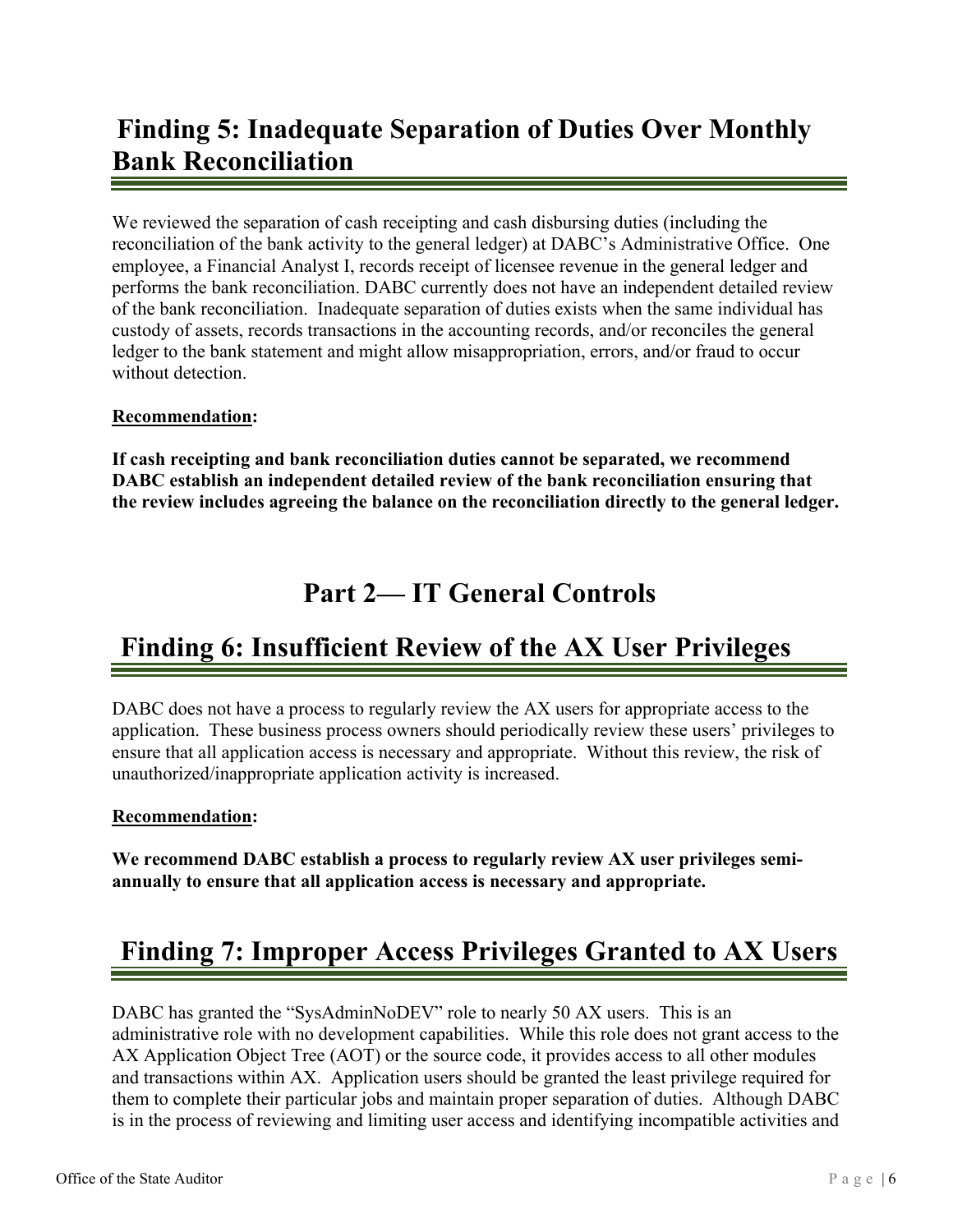## Finding 5: Inadequate Separation of Duties Over Monthly Bank Reconciliation

We reviewed the separation of cash receipting and cash disbursing duties (including the reconciliation of the bank activity to the general ledger) at DABC's Administrative Office. One employee, a Financial Analyst I, records receipt of licensee revenue in the general ledger and performs the bank reconciliation. DABC currently does not have an independent detailed review of the bank reconciliation. Inadequate separation of duties exists when the same individual has custody of assets, records transactions in the accounting records, and/or reconciles the general ledger to the bank statement and might allow misappropriation, errors, and/or fraud to occur without detection.

**Recommendation:**

**If cash receipting and bank reconciliation duties cannot be separated, we recommend DABC establish an independent detailed review of the bank reconciliation ensuring that the review includes agreeing the balance on the reconciliation directly to the general ledger.**

# Part 2— IT General Controls

## Finding 6: Insufficient Review of the AX User Privileges

DABC does not have a process to regularly review the AX users for appropriate access to the application. These business process owners should periodically review these users' privileges to ensure that all application access is necessary and appropriate. Without this review, the risk of unauthorized/inappropriate application activity is increased.

**Recommendation:**

**We recommend DABC establish a process to regularly review AX user privileges semi-annually to ensure that all application access is necessary and appropriate.**

## Finding 7: Improper Access Privileges Granted to AX Users

DABC has granted the "SysAdminNoDEV" role to nearly 50 AX users. This is an administrative role with no development capabilities. While this role does not grant access to the AX Application Object Tree (AOT) or the source code, it provides access to all other modules and transactions within AX. Application users should be granted the least privilege required for them to complete their particular jobs and maintain proper separation of duties. Although DABC is in the process of reviewing and limiting user access and identifying incompatible activities and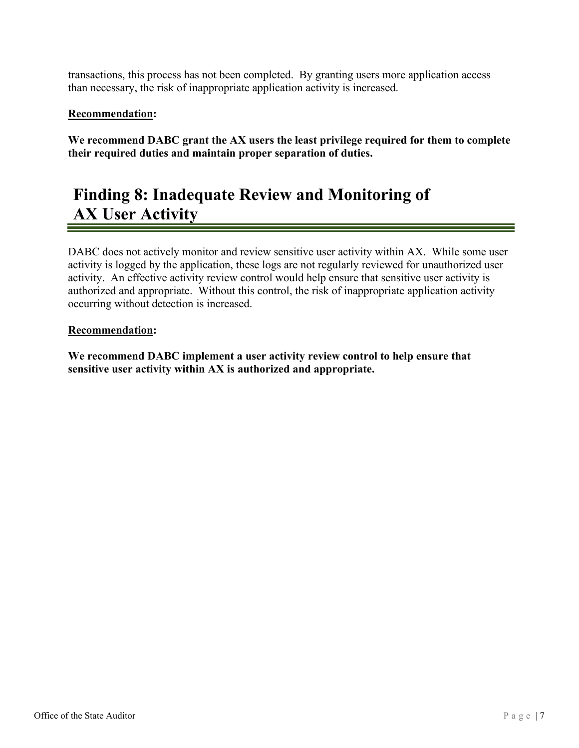transactions, this process has not been completed. By granting users more application access than necessary, the risk of inappropriate application activity is increased.

**Recommendation:**

**We recommend DABC grant the AX users the least privilege required for them to complete their required duties and maintain proper separation of duties.**

## Finding 8: Inadequate Review and Monitoring of AX User Activity

DABC does not actively monitor and review sensitive user activity within AX. While some user activity is logged by the application, these logs are not regularly reviewed for unauthorized user activity. An effective activity review control would help ensure that sensitive user activity is authorized and appropriate. Without this control, the risk of inappropriate application activity occurring without detection is increased.

**Recommendation:**

**We recommend DABC implement a user activity review control to help ensure that sensitive user activity within AX is authorized and appropriate.**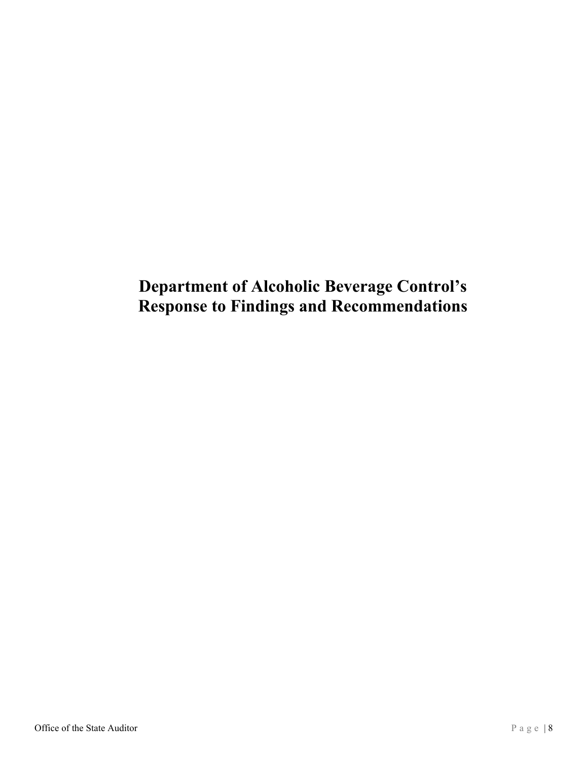# Department of Alcoholic Beverage Control's Response to Findings and Recommendations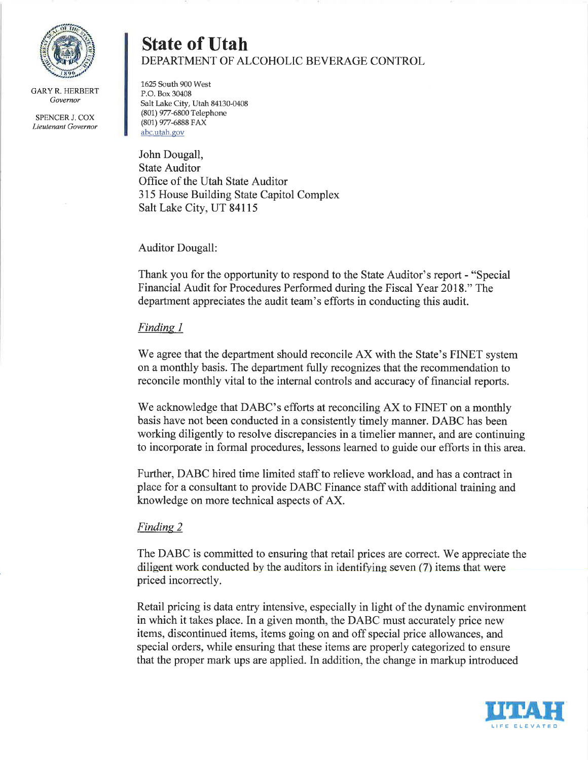GARY R. HERBERT
*Governor*

SPENCER J. COX
*Lieutenant Governor*

# State of Utah
DEPARTMENT OF ALCOHOLIC BEVERAGE CONTROL

1625 South 900 West
P.O. Box 30408
Salt Lake City, Utah 84130-0408
(801) 977-6800 Telephone
(801) 977-6888 FAX
abc.utah.gov

John Dougall,
State Auditor
Office of the Utah State Auditor
315 House Building State Capitol Complex
Salt Lake City, UT 84115

Auditor Dougall:

Thank you for the opportunity to respond to the State Auditor's report - "Special Financial Audit for Procedures Performed during the Fiscal Year 2018." The department appreciates the audit team's efforts in conducting this audit.

*Finding 1*

We agree that the department should reconcile AX with the State's FINET system on a monthly basis. The department fully recognizes that the recommendation to reconcile monthly vital to the internal controls and accuracy of financial reports.

We acknowledge that DABC's efforts at reconciling AX to FINET on a monthly basis have not been conducted in a consistently timely manner. DABC has been working diligently to resolve discrepancies in a timelier manner, and are continuing to incorporate in formal procedures, lessons learned to guide our efforts in this area.

Further, DABC hired time limited staff to relieve workload, and has a contract in place for a consultant to provide DABC Finance staff with additional training and knowledge on more technical aspects of AX.

*Finding 2*

The DABC is committed to ensuring that retail prices are correct. We appreciate the diligent work conducted by the auditors in identifying seven (7) items that were priced incorrectly.

Retail pricing is data entry intensive, especially in light of the dynamic environment in which it takes place. In a given month, the DABC must accurately price new items, discontinued items, items going on and off special price allowances, and special orders, while ensuring that these items are properly categorized to ensure that the proper mark ups are applied. In addition, the change in markup introduced

UTAH
LIFE ELEVATED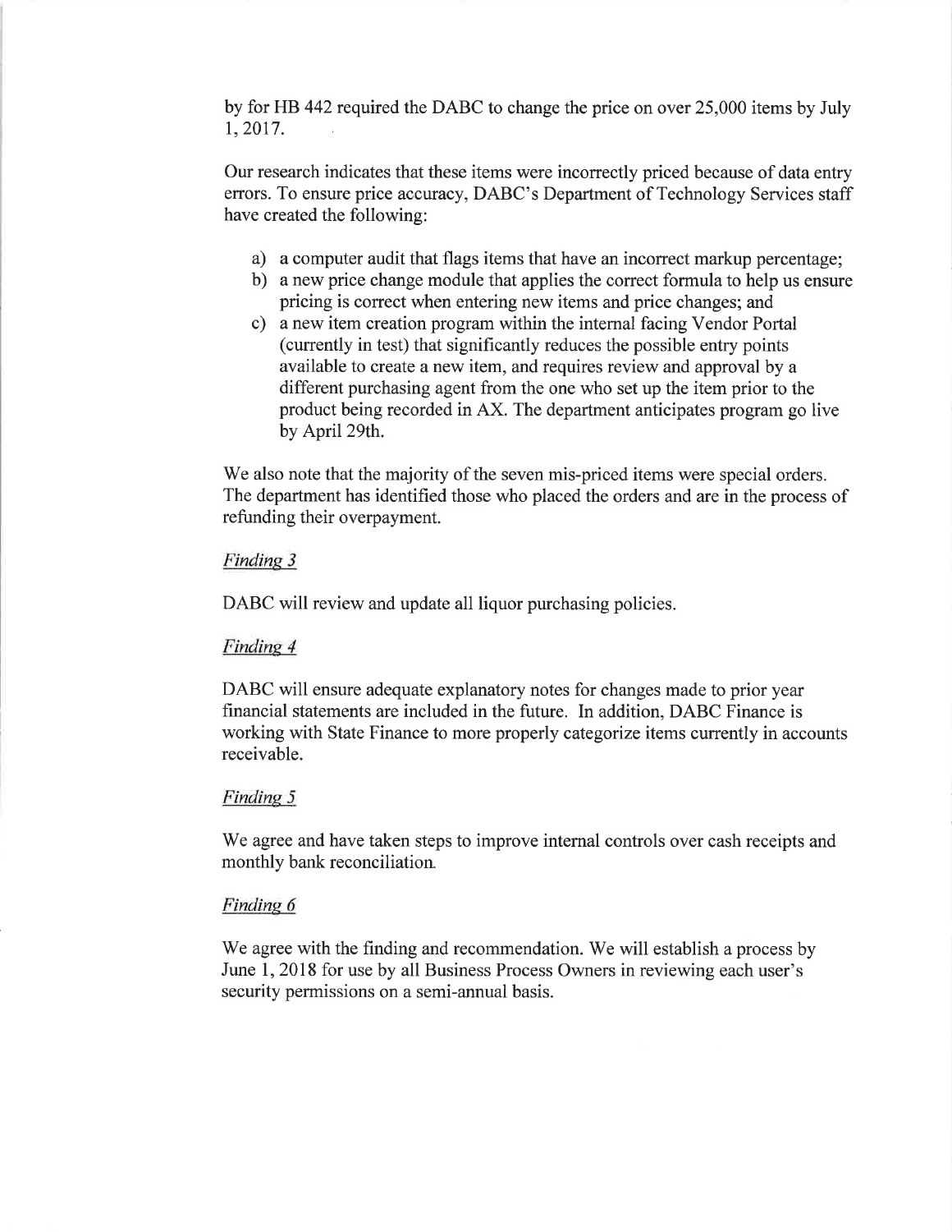by for HB 442 required the DABC to change the price on over 25,000 items by July 1, 2017.

Our research indicates that these items were incorrectly priced because of data entry errors. To ensure price accuracy, DABC's Department of Technology Services staff have created the following:

a) a computer audit that flags items that have an incorrect markup percentage;
b) a new price change module that applies the correct formula to help us ensure pricing is correct when entering new items and price changes; and
c) a new item creation program within the internal facing Vendor Portal (currently in test) that significantly reduces the possible entry points available to create a new item, and requires review and approval by a different purchasing agent from the one who set up the item prior to the product being recorded in AX. The department anticipates program go live by April 29th.

We also note that the majority of the seven mis-priced items were special orders. The department has identified those who placed the orders and are in the process of refunding their overpayment.

*Finding 3*

DABC will review and update all liquor purchasing policies.

*Finding 4*

DABC will ensure adequate explanatory notes for changes made to prior year financial statements are included in the future. In addition, DABC Finance is working with State Finance to more properly categorize items currently in accounts receivable.

*Finding 5*

We agree and have taken steps to improve internal controls over cash receipts and monthly bank reconciliation.

*Finding 6*

We agree with the finding and recommendation. We will establish a process by June 1, 2018 for use by all Business Process Owners in reviewing each user's security permissions on a semi-annual basis.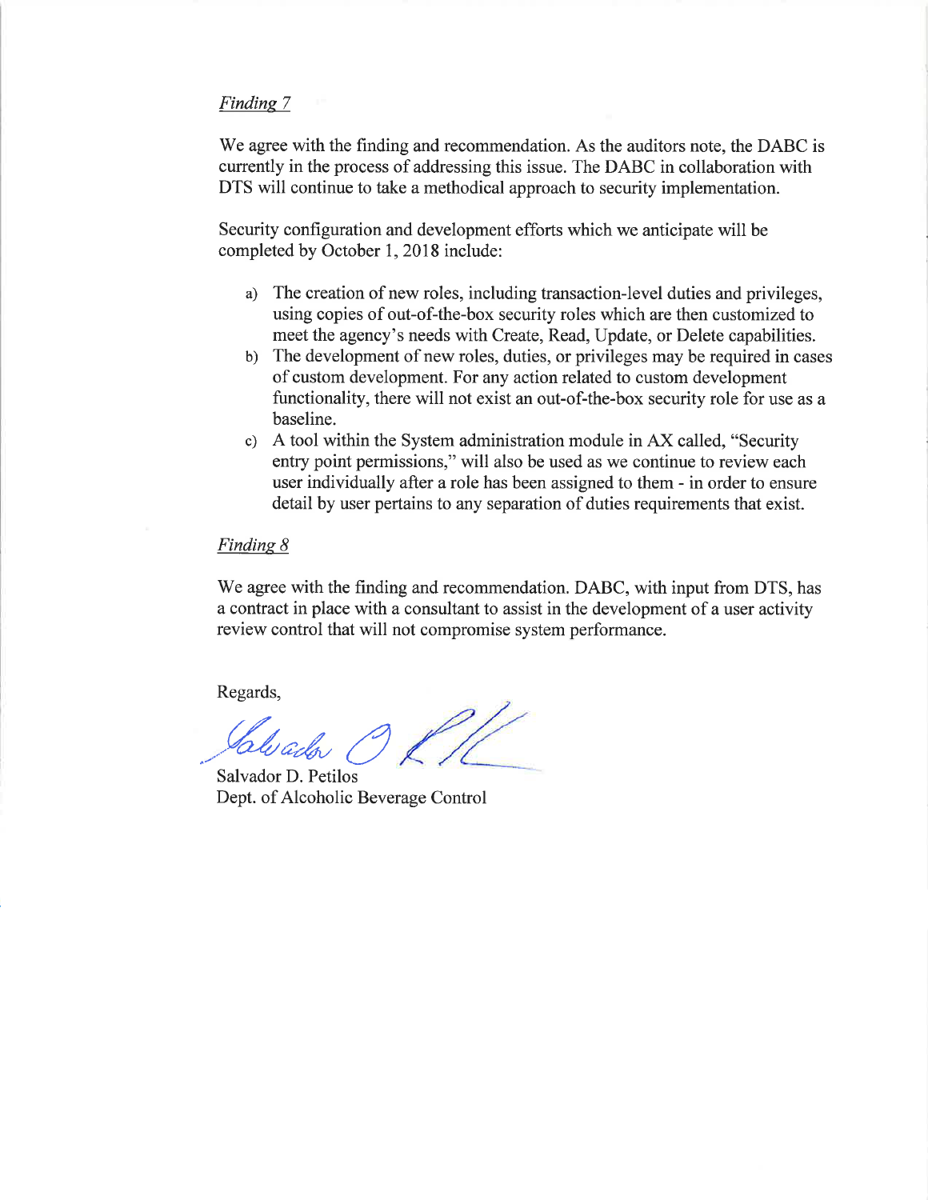*Finding 7*

We agree with the finding and recommendation. As the auditors note, the DABC is currently in the process of addressing this issue. The DABC in collaboration with DTS will continue to take a methodical approach to security implementation.

Security configuration and development efforts which we anticipate will be completed by October 1, 2018 include:

a) The creation of new roles, including transaction-level duties and privileges, using copies of out-of-the-box security roles which are then customized to meet the agency's needs with Create, Read, Update, or Delete capabilities.
b) The development of new roles, duties, or privileges may be required in cases of custom development. For any action related to custom development functionality, there will not exist an out-of-the-box security role for use as a baseline.
c) A tool within the System administration module in AX called, "Security entry point permissions," will also be used as we continue to review each user individually after a role has been assigned to them - in order to ensure detail by user pertains to any separation of duties requirements that exist.

*Finding 8*

We agree with the finding and recommendation. DABC, with input from DTS, has a contract in place with a consultant to assist in the development of a user activity review control that will not compromise system performance.

Regards,

Salvador D. Petilos
Dept. of Alcoholic Beverage Control